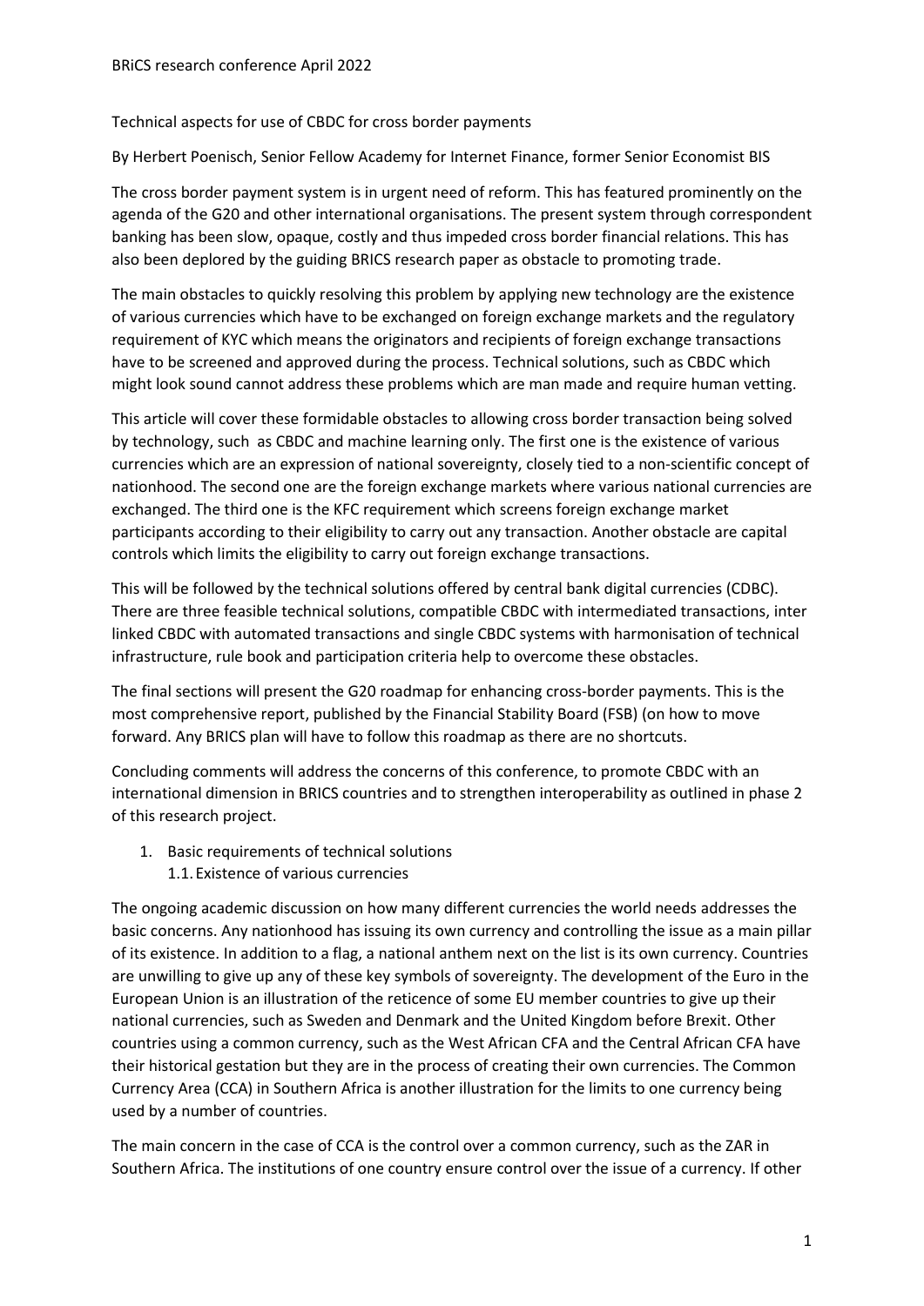BRiCS research conference April 2022

# Technical aspects for use of CBDC for cross border payments

By Herbert Poenisch, Senior Fellow Academy for Internet Finance, former Senior Economist BIS

The cross border payment system is in urgent need of reform. This has featured prominently on the agenda of the G20 and other international organisations. The present system through correspondent banking has been slow, opaque, costly and thus impeded cross border financial relations. This has also been deplored by the guiding BRICS research paper as obstacle to promoting trade.

The main obstacles to quickly resolving this problem by applying new technology are the existence of various currencies which have to be exchanged on foreign exchange markets and the regulatory requirement of KYC which means the originators and recipients of foreign exchange transactions have to be screened and approved during the process. Technical solutions, such as CBDC which might look sound cannot address these problems which are man made and require human vetting.

This article will cover these formidable obstacles to allowing cross border transaction being solved by technology, such as CBDC and machine learning only. The first one is the existence of various currencies which are an expression of national sovereignty, closely tied to a non-scientific concept of nationhood. The second one are the foreign exchange markets where various national currencies are exchanged. The third one is the KFC requirement which screens foreign exchange market participants according to their eligibility to carry out any transaction. Another obstacle are capital controls which limits the eligibility to carry out foreign exchange transactions.

This will be followed by the technical solutions offered by central bank digital currencies (CDBC). There are three feasible technical solutions, compatible CBDC with intermediated transactions, inter linked CBDC with automated transactions and single CBDC systems with harmonisation of technical infrastructure, rule book and participation criteria help to overcome these obstacles.

The final sections will present the G20 roadmap for enhancing cross-border payments. This is the most comprehensive report, published by the Financial Stability Board (FSB) (on how to move forward. Any BRICS plan will have to follow this roadmap as there are no shortcuts.

Concluding comments will address the concerns of this conference, to promote CBDC with an international dimension in BRICS countries and to strengthen interoperability as outlined in phase 2 of this research project.

## 1. Basic requirements of technical solutions

### 1.1. Existence of various currencies

The ongoing academic discussion on how many different currencies the world needs addresses the basic concerns. Any nationhood has issuing its own currency and controlling the issue as a main pillar of its existence. In addition to a flag, a national anthem next on the list is its own currency. Countries are unwilling to give up any of these key symbols of sovereignty. The development of the Euro in the European Union is an illustration of the reticence of some EU member countries to give up their national currencies, such as Sweden and Denmark and the United Kingdom before Brexit. Other countries using a common currency, such as the West African CFA and the Central African CFA have their historical gestation but they are in the process of creating their own currencies. The Common Currency Area (CCA) in Southern Africa is another illustration for the limits to one currency being used by a number of countries.

The main concern in the case of CCA is the control over a common currency, such as the ZAR in Southern Africa. The institutions of one country ensure control over the issue of a currency. If other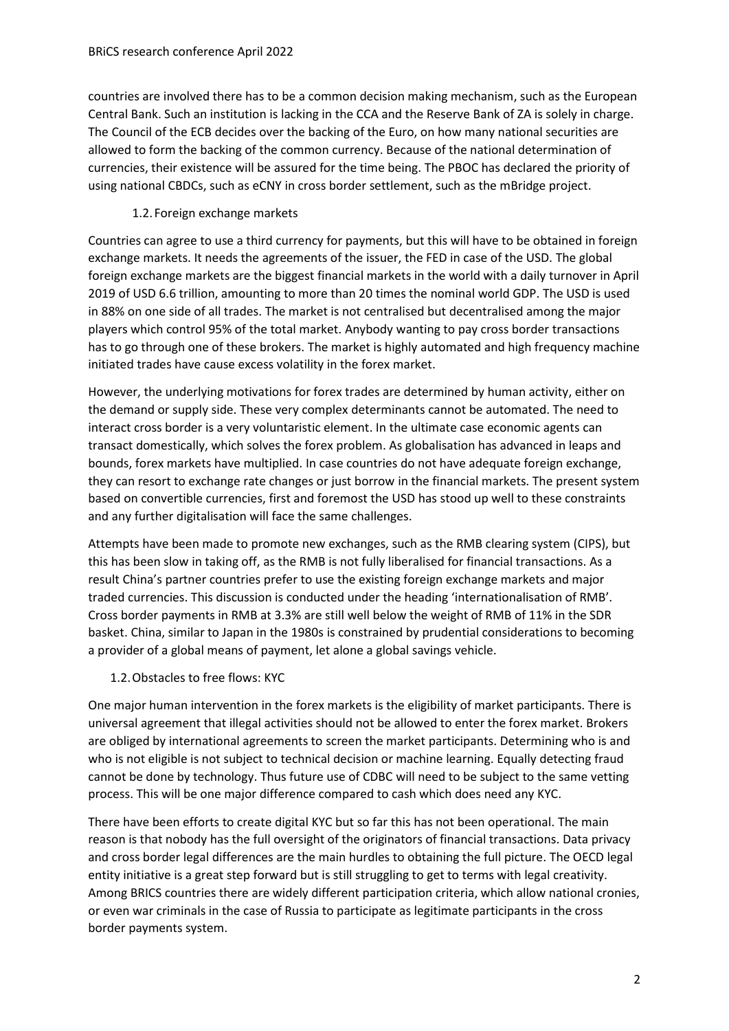countries are involved there has to be a common decision making mechanism, such as the European Central Bank. Such an institution is lacking in the CCA and the Reserve Bank of ZA is solely in charge. The Council of the ECB decides over the backing of the Euro, on how many national securities are allowed to form the backing of the common currency. Because of the national determination of currencies, their existence will be assured for the time being. The PBOC has declared the priority of using national CBDCs, such as eCNY in cross border settlement, such as the mBridge project.

### 1.2. Foreign exchange markets

Countries can agree to use a third currency for payments, but this will have to be obtained in foreign exchange markets. It needs the agreements of the issuer, the FED in case of the USD. The global foreign exchange markets are the biggest financial markets in the world with a daily turnover in April 2019 of USD 6.6 trillion, amounting to more than 20 times the nominal world GDP. The USD is used in 88% on one side of all trades. The market is not centralised but decentralised among the major players which control 95% of the total market. Anybody wanting to pay cross border transactions has to go through one of these brokers. The market is highly automated and high frequency machine initiated trades have cause excess volatility in the forex market.

However, the underlying motivations for forex trades are determined by human activity, either on the demand or supply side. These very complex determinants cannot be automated. The need to interact cross border is a very voluntaristic element. In the ultimate case economic agents can transact domestically, which solves the forex problem. As globalisation has advanced in leaps and bounds, forex markets have multiplied. In case countries do not have adequate foreign exchange, they can resort to exchange rate changes or just borrow in the financial markets. The present system based on convertible currencies, first and foremost the USD has stood up well to these constraints and any further digitalisation will face the same challenges.

Attempts have been made to promote new exchanges, such as the RMB clearing system (CIPS), but this has been slow in taking off, as the RMB is not fully liberalised for financial transactions. As a result China's partner countries prefer to use the existing foreign exchange markets and major traded currencies. This discussion is conducted under the heading 'internationalisation of RMB'. Cross border payments in RMB at 3.3% are still well below the weight of RMB of 11% in the SDR basket. China, similar to Japan in the 1980s is constrained by prudential considerations to becoming a provider of a global means of payment, let alone a global savings vehicle.

### 1.2. Obstacles to free flows: KYC

One major human intervention in the forex markets is the eligibility of market participants. There is universal agreement that illegal activities should not be allowed to enter the forex market. Brokers are obliged by international agreements to screen the market participants. Determining who is and who is not eligible is not subject to technical decision or machine learning. Equally detecting fraud cannot be done by technology. Thus future use of CDBC will need to be subject to the same vetting process. This will be one major difference compared to cash which does need any KYC.

There have been efforts to create digital KYC but so far this has not been operational. The main reason is that nobody has the full oversight of the originators of financial transactions. Data privacy and cross border legal differences are the main hurdles to obtaining the full picture. The OECD legal entity initiative is a great step forward but is still struggling to get to terms with legal creativity. Among BRICS countries there are widely different participation criteria, which allow national cronies, or even war criminals in the case of Russia to participate as legitimate participants in the cross border payments system.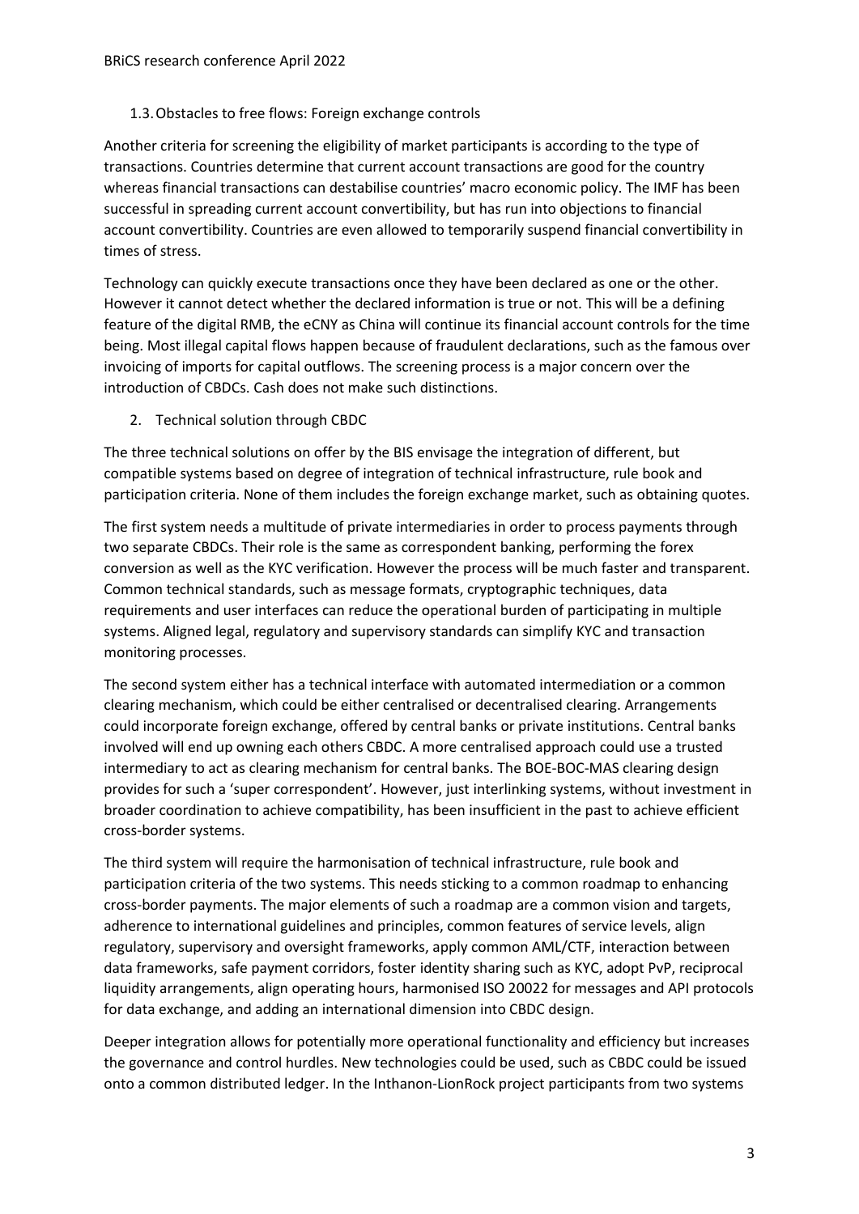### 1.3. Obstacles to free flows: Foreign exchange controls

Another criteria for screening the eligibility of market participants is according to the type of transactions. Countries determine that current account transactions are good for the country whereas financial transactions can destabilise countries' macro economic policy. The IMF has been successful in spreading current account convertibility, but has run into objections to financial account convertibility. Countries are even allowed to temporarily suspend financial convertibility in times of stress.

Technology can quickly execute transactions once they have been declared as one or the other. However it cannot detect whether the declared information is true or not. This will be a defining feature of the digital RMB, the eCNY as China will continue its financial account controls for the time being. Most illegal capital flows happen because of fraudulent declarations, such as the famous over invoicing of imports for capital outflows. The screening process is a major concern over the introduction of CBDCs. Cash does not make such distinctions.

## 2. Technical solution through CBDC

The three technical solutions on offer by the BIS envisage the integration of different, but compatible systems based on degree of integration of technical infrastructure, rule book and participation criteria. None of them includes the foreign exchange market, such as obtaining quotes.

The first system needs a multitude of private intermediaries in order to process payments through two separate CBDCs. Their role is the same as correspondent banking, performing the forex conversion as well as the KYC verification. However the process will be much faster and transparent. Common technical standards, such as message formats, cryptographic techniques, data requirements and user interfaces can reduce the operational burden of participating in multiple systems. Aligned legal, regulatory and supervisory standards can simplify KYC and transaction monitoring processes.

The second system either has a technical interface with automated intermediation or a common clearing mechanism, which could be either centralised or decentralised clearing. Arrangements could incorporate foreign exchange, offered by central banks or private institutions. Central banks involved will end up owning each others CBDC. A more centralised approach could use a trusted intermediary to act as clearing mechanism for central banks. The BOE-BOC-MAS clearing design provides for such a 'super correspondent'. However, just interlinking systems, without investment in broader coordination to achieve compatibility, has been insufficient in the past to achieve efficient cross-border systems.

The third system will require the harmonisation of technical infrastructure, rule book and participation criteria of the two systems. This needs sticking to a common roadmap to enhancing cross-border payments. The major elements of such a roadmap are a common vision and targets, adherence to international guidelines and principles, common features of service levels, align regulatory, supervisory and oversight frameworks, apply common AML/CTF, interaction between data frameworks, safe payment corridors, foster identity sharing such as KYC, adopt PvP, reciprocal liquidity arrangements, align operating hours, harmonised ISO 20022 for messages and API protocols for data exchange, and adding an international dimension into CBDC design.

Deeper integration allows for potentially more operational functionality and efficiency but increases the governance and control hurdles. New technologies could be used, such as CBDC could be issued onto a common distributed ledger. In the Inthanon-LionRock project participants from two systems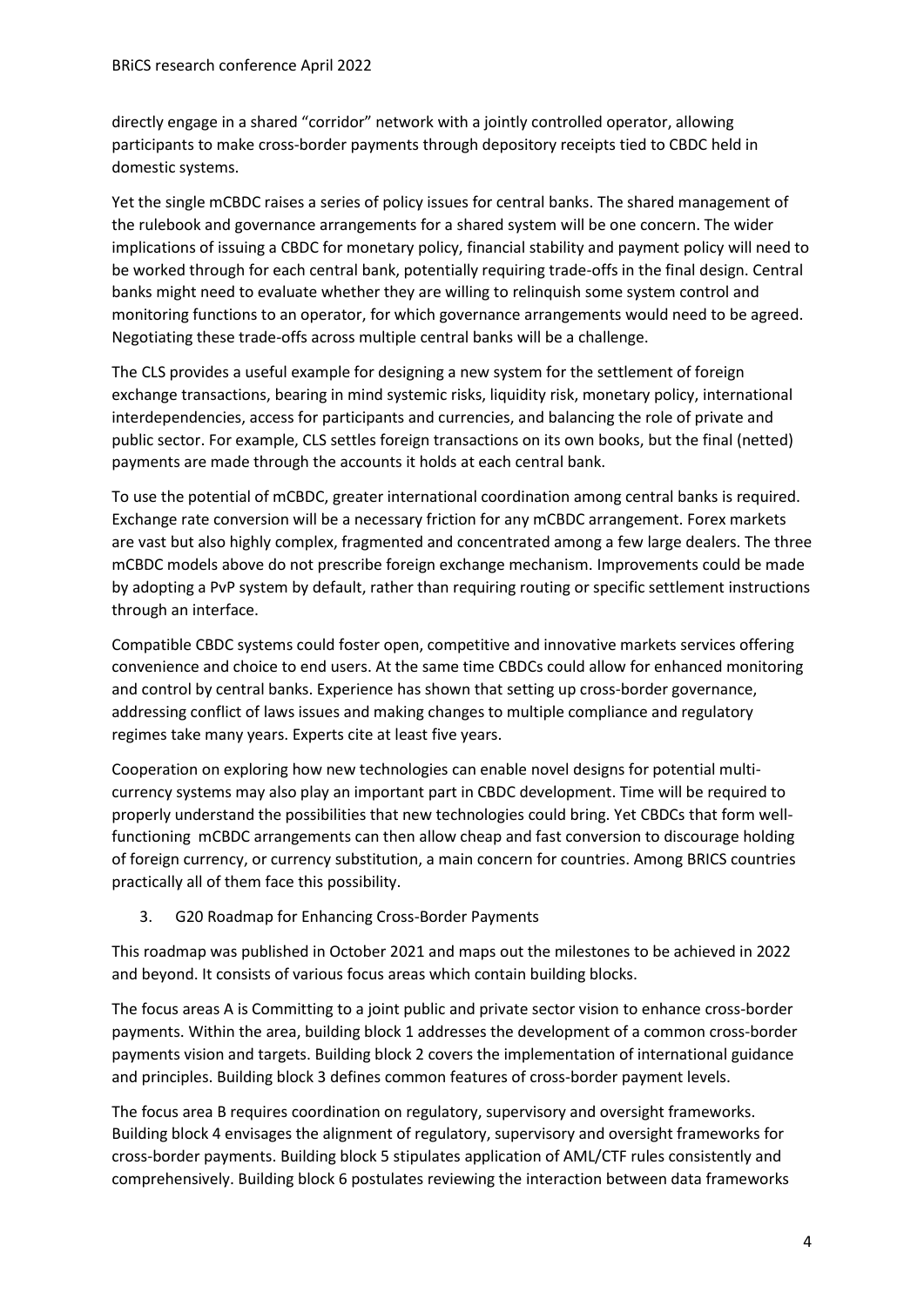directly engage in a shared "corridor" network with a jointly controlled operator, allowing participants to make cross-border payments through depository receipts tied to CBDC held in domestic systems.

Yet the single mCBDC raises a series of policy issues for central banks. The shared management of the rulebook and governance arrangements for a shared system will be one concern. The wider implications of issuing a CBDC for monetary policy, financial stability and payment policy will need to be worked through for each central bank, potentially requiring trade-offs in the final design. Central banks might need to evaluate whether they are willing to relinquish some system control and monitoring functions to an operator, for which governance arrangements would need to be agreed. Negotiating these trade-offs across multiple central banks will be a challenge.

The CLS provides a useful example for designing a new system for the settlement of foreign exchange transactions, bearing in mind systemic risks, liquidity risk, monetary policy, international interdependencies, access for participants and currencies, and balancing the role of private and public sector. For example, CLS settles foreign transactions on its own books, but the final (netted) payments are made through the accounts it holds at each central bank.

To use the potential of mCBDC, greater international coordination among central banks is required. Exchange rate conversion will be a necessary friction for any mCBDC arrangement. Forex markets are vast but also highly complex, fragmented and concentrated among a few large dealers. The three mCBDC models above do not prescribe foreign exchange mechanism. Improvements could be made by adopting a PvP system by default, rather than requiring routing or specific settlement instructions through an interface.

Compatible CBDC systems could foster open, competitive and innovative markets services offering convenience and choice to end users. At the same time CBDCs could allow for enhanced monitoring and control by central banks. Experience has shown that setting up cross-border governance, addressing conflict of laws issues and making changes to multiple compliance and regulatory regimes take many years. Experts cite at least five years.

Cooperation on exploring how new technologies can enable novel designs for potential multi-currency systems may also play an important part in CBDC development. Time will be required to properly understand the possibilities that new technologies could bring. Yet CBDCs that form well-functioning mCBDC arrangements can then allow cheap and fast conversion to discourage holding of foreign currency, or currency substitution, a main concern for countries. Among BRICS countries practically all of them face this possibility.

3. G20 Roadmap for Enhancing Cross-Border Payments

This roadmap was published in October 2021 and maps out the milestones to be achieved in 2022 and beyond. It consists of various focus areas which contain building blocks.

The focus areas A is Committing to a joint public and private sector vision to enhance cross-border payments. Within the area, building block 1 addresses the development of a common cross-border payments vision and targets. Building block 2 covers the implementation of international guidance and principles. Building block 3 defines common features of cross-border payment levels.

The focus area B requires coordination on regulatory, supervisory and oversight frameworks. Building block 4 envisages the alignment of regulatory, supervisory and oversight frameworks for cross-border payments. Building block 5 stipulates application of AML/CTF rules consistently and comprehensively. Building block 6 postulates reviewing the interaction between data frameworks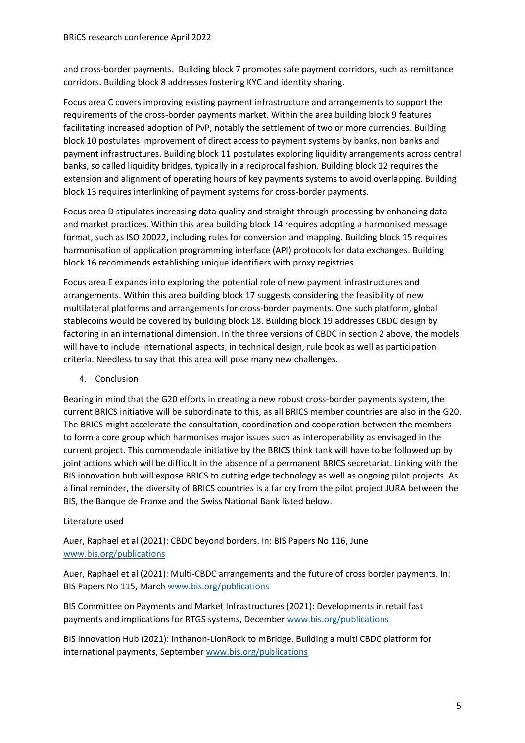and cross-border payments. Building block 7 promotes safe payment corridors, such as remittance corridors. Building block 8 addresses fostering KYC and identity sharing.

Focus area C covers improving existing payment infrastructure and arrangements to support the requirements of the cross-border payments market. Within the area building block 9 features facilitating increased adoption of PvP, notably the settlement of two or more currencies. Building block 10 postulates improvement of direct access to payment systems by banks, non banks and payment infrastructures. Building block 11 postulates exploring liquidity arrangements across central banks, so called liquidity bridges, typically in a reciprocal fashion. Building block 12 requires the extension and alignment of operating hours of key payments systems to avoid overlapping. Building block 13 requires interlinking of payment systems for cross-border payments.

Focus area D stipulates increasing data quality and straight through processing by enhancing data and market practices. Within this area building block 14 requires adopting a harmonised message format, such as ISO 20022, including rules for conversion and mapping. Building block 15 requires harmonisation of application programming interface (API) protocols for data exchanges. Building block 16 recommends establishing unique identifiers with proxy registries.

Focus area E expands into exploring the potential role of new payment infrastructures and arrangements. Within this area building block 17 suggests considering the feasibility of new multilateral platforms and arrangements for cross-border payments. One such platform, global stablecoins would be covered by building block 18. Building block 19 addresses CBDC design by factoring in an international dimension. In the three versions of CBDC in section 2 above, the models will have to include international aspects, in technical design, rule book as well as participation criteria. Needless to say that this area will pose many new challenges.

## 4. Conclusion

Bearing in mind that the G20 efforts in creating a new robust cross-border payments system, the current BRICS initiative will be subordinate to this, as all BRICS member countries are also in the G20. The BRICS might accelerate the consultation, coordination and cooperation between the members to form a core group which harmonises major issues such as interoperability as envisaged in the current project. This commendable initiative by the BRICS think tank will have to be followed up by joint actions which will be difficult in the absence of a permanent BRICS secretariat. Linking with the BIS innovation hub will expose BRICS to cutting edge technology as well as ongoing pilot projects. As a final reminder, the diversity of BRICS countries is a far cry from the pilot project JURA between the BIS, the Banque de Franxe and the Swiss National Bank listed below.

Literature used

Auer, Raphael et al (2021): CBDC beyond borders. In: BIS Papers No 116, June www.bis.org/publications

Auer, Raphael et al (2021): Multi-CBDC arrangements and the future of cross border payments. In: BIS Papers No 115, March www.bis.org/publications

BIS Committee on Payments and Market Infrastructures (2021): Developments in retail fast payments and implications for RTGS systems, December www.bis.org/publications

BIS Innovation Hub (2021): Inthanon-LionRock to mBridge. Building a multi CBDC platform for international payments, September www.bis.org/publications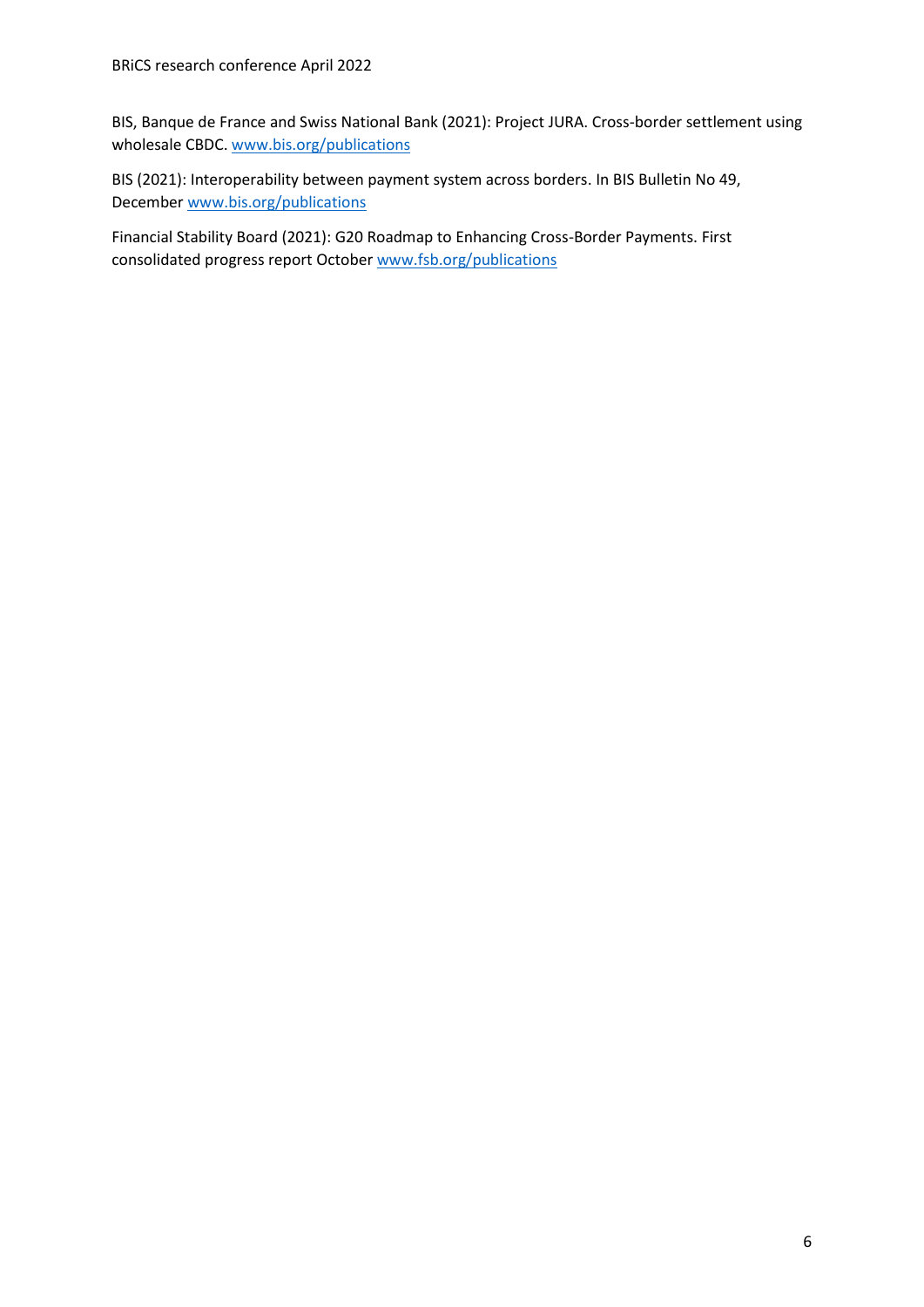BIS, Banque de France and Swiss National Bank (2021): Project JURA. Cross-border settlement using wholesale CBDC. www.bis.org/publications

BIS (2021): Interoperability between payment system across borders. In BIS Bulletin No 49, December www.bis.org/publications

Financial Stability Board (2021): G20 Roadmap to Enhancing Cross-Border Payments. First consolidated progress report October www.fsb.org/publications